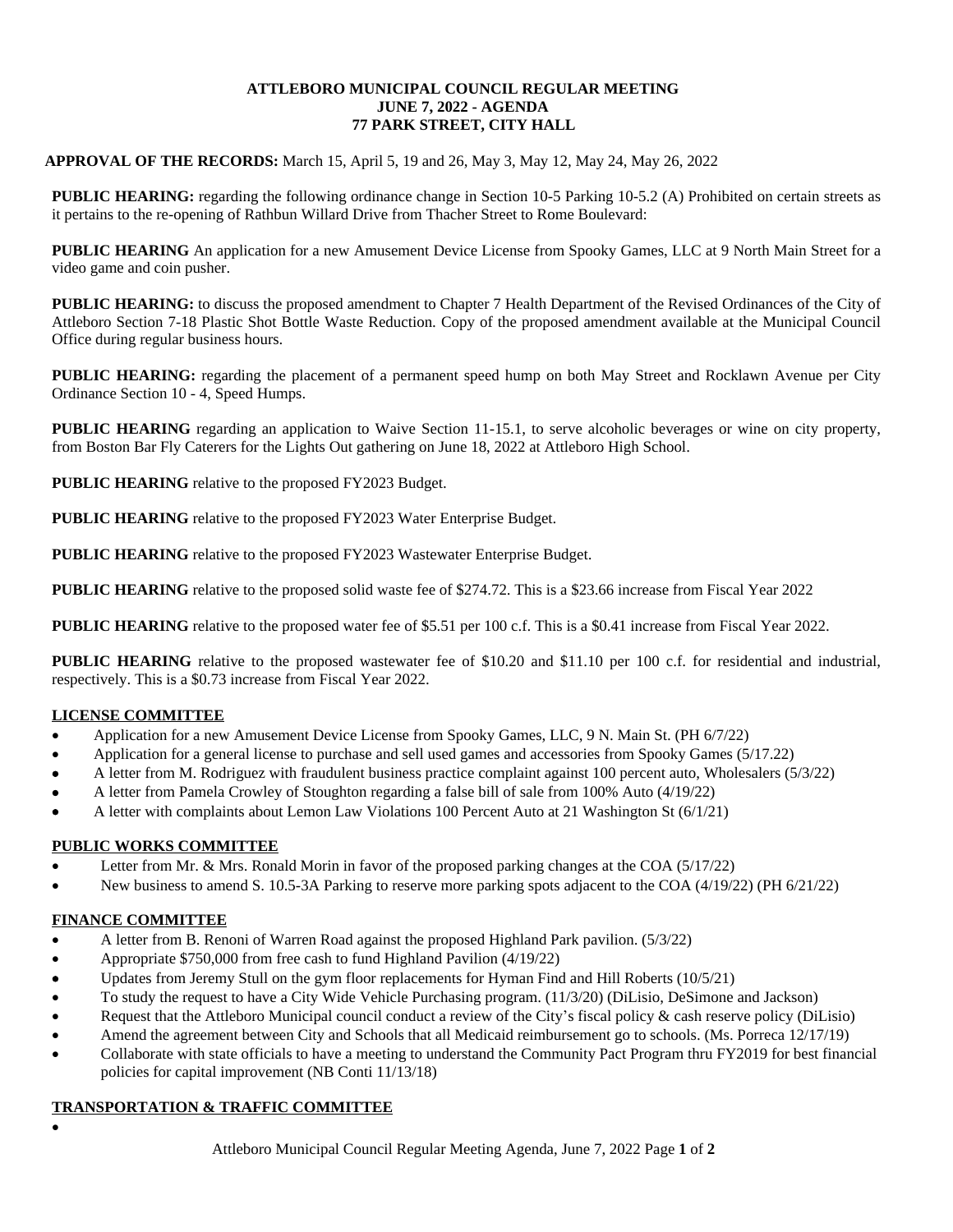**ATTLEBORO MUNICIPAL COUNCIL REGULAR MEETING**
**JUNE 7, 2022 - AGENDA**
**77 PARK STREET, CITY HALL**

**APPROVAL OF THE RECORDS:** March 15, April 5, 19 and 26, May 3, May 12, May 24, May 26, 2022

**PUBLIC HEARING:** regarding the following ordinance change in Section 10-5 Parking 10-5.2 (A) Prohibited on certain streets as it pertains to the re-opening of Rathbun Willard Drive from Thacher Street to Rome Boulevard:

**PUBLIC HEARING** An application for a new Amusement Device License from Spooky Games, LLC at 9 North Main Street for a video game and coin pusher.

**PUBLIC HEARING:** to discuss the proposed amendment to Chapter 7 Health Department of the Revised Ordinances of the City of Attleboro Section 7-18 Plastic Shot Bottle Waste Reduction. Copy of the proposed amendment available at the Municipal Council Office during regular business hours.

**PUBLIC HEARING:** regarding the placement of a permanent speed hump on both May Street and Rocklawn Avenue per City Ordinance Section 10 - 4, Speed Humps.

**PUBLIC HEARING** regarding an application to Waive Section 11-15.1, to serve alcoholic beverages or wine on city property, from Boston Bar Fly Caterers for the Lights Out gathering on June 18, 2022 at Attleboro High School.

**PUBLIC HEARING** relative to the proposed FY2023 Budget.

**PUBLIC HEARING** relative to the proposed FY2023 Water Enterprise Budget.

**PUBLIC HEARING** relative to the proposed FY2023 Wastewater Enterprise Budget.

**PUBLIC HEARING** relative to the proposed solid waste fee of $274.72. This is a $23.66 increase from Fiscal Year 2022

**PUBLIC HEARING** relative to the proposed water fee of $5.51 per 100 c.f. This is a $0.41 increase from Fiscal Year 2022.

**PUBLIC HEARING** relative to the proposed wastewater fee of $10.20 and $11.10 per 100 c.f. for residential and industrial, respectively. This is a $0.73 increase from Fiscal Year 2022.

## LICENSE COMMITTEE

- Application for a new Amusement Device License from Spooky Games, LLC, 9 N. Main St. (PH 6/7/22)
- Application for a general license to purchase and sell used games and accessories from Spooky Games (5/17.22)
- A letter from M. Rodriguez with fraudulent business practice complaint against 100 percent auto, Wholesalers (5/3/22)
- A letter from Pamela Crowley of Stoughton regarding a false bill of sale from 100% Auto (4/19/22)
- A letter with complaints about Lemon Law Violations 100 Percent Auto at 21 Washington St (6/1/21)

## PUBLIC WORKS COMMITTEE

- Letter from Mr. & Mrs. Ronald Morin in favor of the proposed parking changes at the COA (5/17/22)
- New business to amend S. 10.5-3A Parking to reserve more parking spots adjacent to the COA (4/19/22) (PH 6/21/22)

## FINANCE COMMITTEE

- A letter from B. Renoni of Warren Road against the proposed Highland Park pavilion. (5/3/22)
- Appropriate $750,000 from free cash to fund Highland Pavilion (4/19/22)
- Updates from Jeremy Stull on the gym floor replacements for Hyman Find and Hill Roberts (10/5/21)
- To study the request to have a City Wide Vehicle Purchasing program. (11/3/20) (DiLisio, DeSimone and Jackson)
- Request that the Attleboro Municipal council conduct a review of the City's fiscal policy & cash reserve policy (DiLisio)
- Amend the agreement between City and Schools that all Medicaid reimbursement go to schools. (Ms. Porreca 12/17/19)
- Collaborate with state officials to have a meeting to understand the Community Pact Program thru FY2019 for best financial policies for capital improvement (NB Conti 11/13/18)

## TRANSPORTATION & TRAFFIC COMMITTEE

-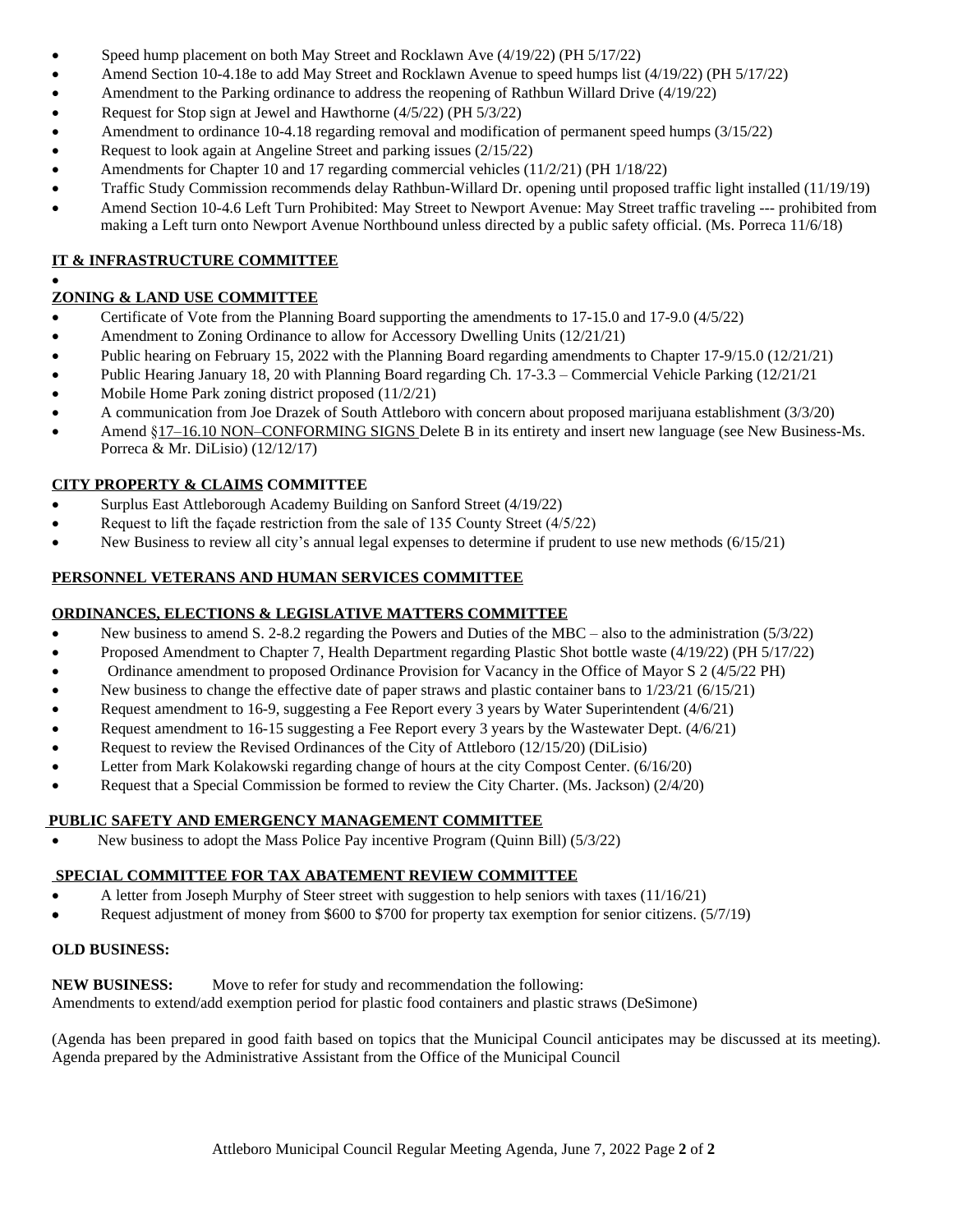- Speed hump placement on both May Street and Rocklawn Ave (4/19/22) (PH 5/17/22)
- Amend Section 10-4.18e to add May Street and Rocklawn Avenue to speed humps list (4/19/22) (PH 5/17/22)
- Amendment to the Parking ordinance to address the reopening of Rathbun Willard Drive (4/19/22)
- Request for Stop sign at Jewel and Hawthorne (4/5/22) (PH 5/3/22)
- Amendment to ordinance 10-4.18 regarding removal and modification of permanent speed humps (3/15/22)
- Request to look again at Angeline Street and parking issues (2/15/22)
- Amendments for Chapter 10 and 17 regarding commercial vehicles (11/2/21) (PH 1/18/22)
- Traffic Study Commission recommends delay Rathbun-Willard Dr. opening until proposed traffic light installed (11/19/19)
- Amend Section 10-4.6 Left Turn Prohibited: May Street to Newport Avenue: May Street traffic traveling --- prohibited from making a Left turn onto Newport Avenue Northbound unless directed by a public safety official. (Ms. Porreca 11/6/18)

**IT & INFRASTRUCTURE COMMITTEE**

- 

**ZONING & LAND USE COMMITTEE**

- Certificate of Vote from the Planning Board supporting the amendments to 17-15.0 and 17-9.0 (4/5/22)
- Amendment to Zoning Ordinance to allow for Accessory Dwelling Units (12/21/21)
- Public hearing on February 15, 2022 with the Planning Board regarding amendments to Chapter 17-9/15.0 (12/21/21)
- Public Hearing January 18, 20 with Planning Board regarding Ch. 17-3.3 – Commercial Vehicle Parking (12/21/21
- Mobile Home Park zoning district proposed (11/2/21)
- A communication from Joe Drazek of South Attleboro with concern about proposed marijuana establishment (3/3/20)
- Amend §17–16.10 NON–CONFORMING SIGNS Delete B in its entirety and insert new language (see New Business-Ms. Porreca & Mr. DiLisio) (12/12/17)

**CITY PROPERTY & CLAIMS COMMITTEE**

- Surplus East Attleborough Academy Building on Sanford Street (4/19/22)
- Request to lift the façade restriction from the sale of 135 County Street (4/5/22)
- New Business to review all city's annual legal expenses to determine if prudent to use new methods (6/15/21)

**PERSONNEL VETERANS AND HUMAN SERVICES COMMITTEE**

**ORDINANCES, ELECTIONS & LEGISLATIVE MATTERS COMMITTEE**

- New business to amend S. 2-8.2 regarding the Powers and Duties of the MBC – also to the administration (5/3/22)
- Proposed Amendment to Chapter 7, Health Department regarding Plastic Shot bottle waste (4/19/22) (PH 5/17/22)
- Ordinance amendment to proposed Ordinance Provision for Vacancy in the Office of Mayor S 2 (4/5/22 PH)
- New business to change the effective date of paper straws and plastic container bans to 1/23/21 (6/15/21)
- Request amendment to 16-9, suggesting a Fee Report every 3 years by Water Superintendent (4/6/21)
- Request amendment to 16-15 suggesting a Fee Report every 3 years by the Wastewater Dept. (4/6/21)
- Request to review the Revised Ordinances of the City of Attleboro (12/15/20) (DiLisio)
- Letter from Mark Kolakowski regarding change of hours at the city Compost Center. (6/16/20)
- Request that a Special Commission be formed to review the City Charter. (Ms. Jackson) (2/4/20)

**PUBLIC SAFETY AND EMERGENCY MANAGEMENT COMMITTEE**

- New business to adopt the Mass Police Pay incentive Program (Quinn Bill) (5/3/22)

**SPECIAL COMMITTEE FOR TAX ABATEMENT REVIEW COMMITTEE**

- A letter from Joseph Murphy of Steer street with suggestion to help seniors with taxes (11/16/21)
- Request adjustment of money from $600 to $700 for property tax exemption for senior citizens. (5/7/19)

**OLD BUSINESS:**

**NEW BUSINESS:** Move to refer for study and recommendation the following:
Amendments to extend/add exemption period for plastic food containers and plastic straws (DeSimone)

(Agenda has been prepared in good faith based on topics that the Municipal Council anticipates may be discussed at its meeting). Agenda prepared by the Administrative Assistant from the Office of the Municipal Council